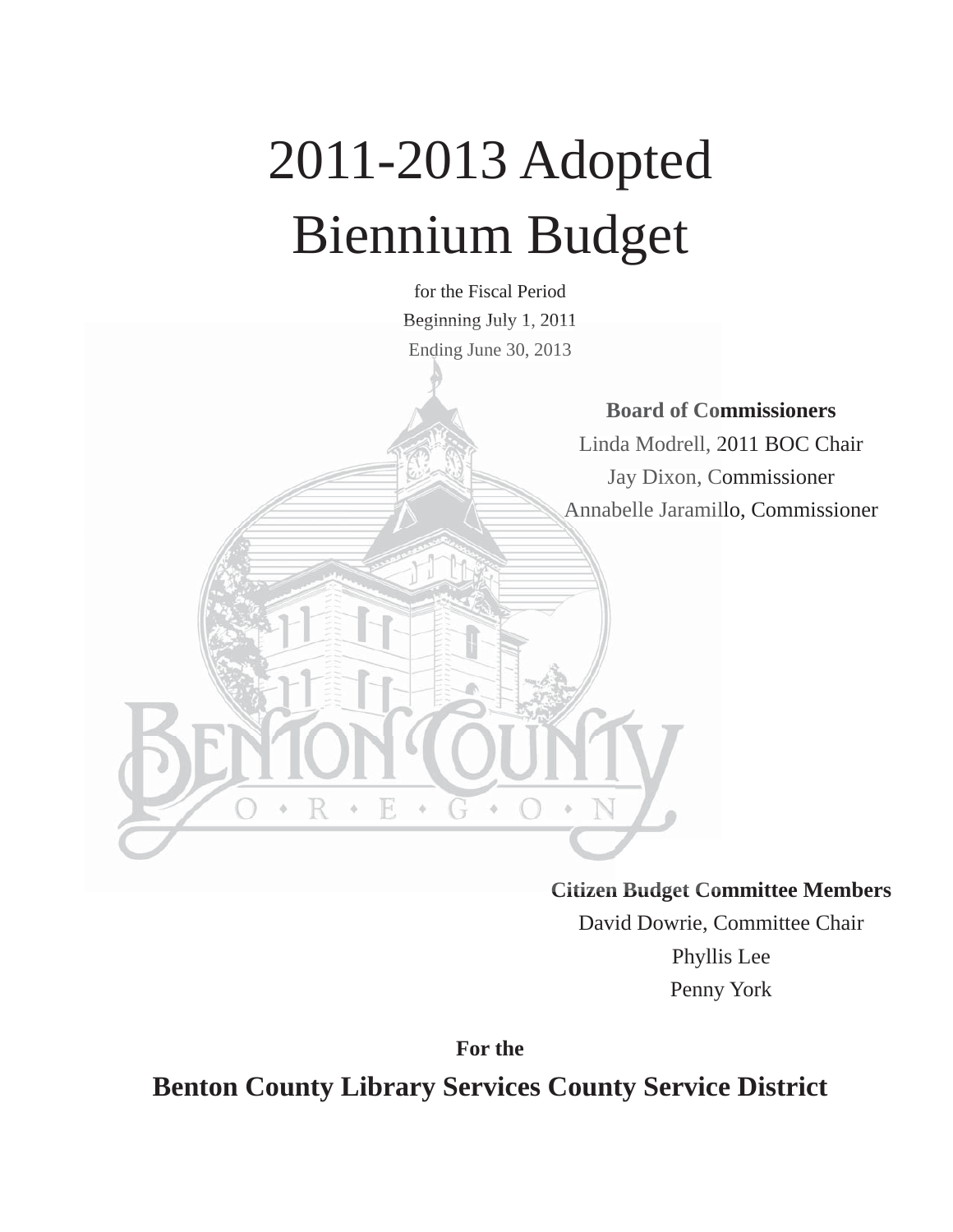# 2011-2013 Adopted Biennium Budget

for the Fiscal Period
Beginning July 1, 2011
Ending June 30, 2013

**Board of Commissioners**
Linda Modrell, 2011 BOC Chair
Jay Dixon, Commissioner
Annabelle Jaramillo, Commissioner

**Citizen Budget Committee Members**
David Dowrie, Committee Chair
Phyllis Lee
Penny York

**For the**

## Benton County Library Services County Service District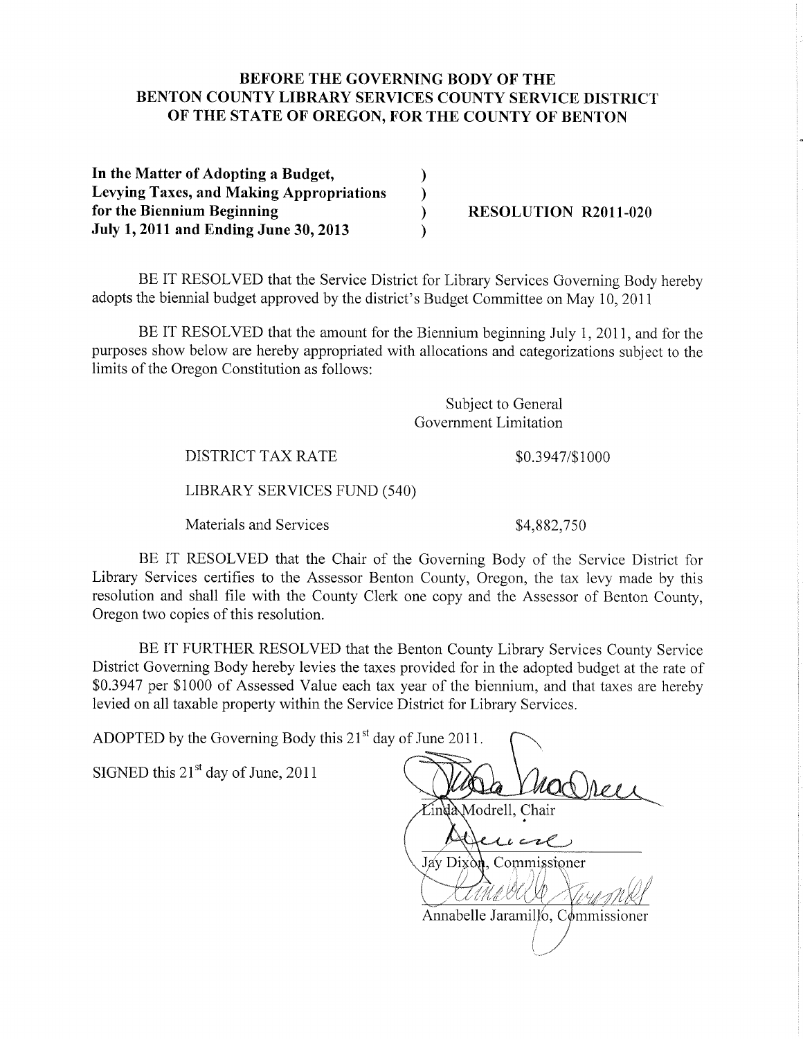**BEFORE THE GOVERNING BODY OF THE**
**BENTON COUNTY LIBRARY SERVICES COUNTY SERVICE DISTRICT**
**OF THE STATE OF OREGON, FOR THE COUNTY OF BENTON**

**In the Matter of Adopting a Budget, Levying Taxes, and Making Appropriations for the Biennium Beginning July 1, 2011 and Ending June 30, 2013** )

**RESOLUTION R2011-020**

BE IT RESOLVED that the Service District for Library Services Governing Body hereby adopts the biennial budget approved by the district's Budget Committee on May 10, 2011

BE IT RESOLVED that the amount for the Biennium beginning July 1, 2011, and for the purposes show below are hereby appropriated with allocations and categorizations subject to the limits of the Oregon Constitution as follows:

| | Subject to General Government Limitation |
|---|---|
| DISTRICT TAX RATE | \$0.3947/\$1000 |
| LIBRARY SERVICES FUND (540) | |
| Materials and Services | \$4,882,750 |

BE IT RESOLVED that the Chair of the Governing Body of the Service District for Library Services certifies to the Assessor Benton County, Oregon, the tax levy made by this resolution and shall file with the County Clerk one copy and the Assessor of Benton County, Oregon two copies of this resolution.

BE IT FURTHER RESOLVED that the Benton County Library Services County Service District Governing Body hereby levies the taxes provided for in the adopted budget at the rate of \$0.3947 per \$1000 of Assessed Value each tax year of the biennium, and that taxes are hereby levied on all taxable property within the Service District for Library Services.

ADOPTED by the Governing Body this 21st day of June 2011.

SIGNED this 21st day of June, 2011

Linda Modrell, Chair

Jay Dixon, Commissioner

Annabelle Jaramillo, Commissioner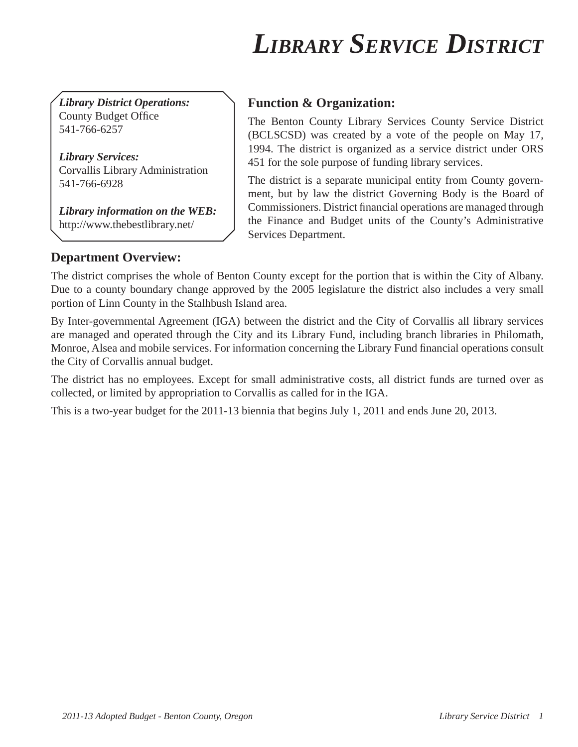# *Library Service District*

***Library District Operations:***
County Budget Office
541-766-6257

***Library Services:***
Corvallis Library Administration
541-766-6928

***Library information on the WEB:***
http://www.thebestlibrary.net/

## Function & Organization:

The Benton County Library Services County Service District (BCLSCSD) was created by a vote of the people on May 17, 1994. The district is organized as a service district under ORS 451 for the sole purpose of funding library services.

The district is a separate municipal entity from County government, but by law the district Governing Body is the Board of Commissioners. District financial operations are managed through the Finance and Budget units of the County's Administrative Services Department.

## Department Overview:

The district comprises the whole of Benton County except for the portion that is within the City of Albany. Due to a county boundary change approved by the 2005 legislature the district also includes a very small portion of Linn County in the Stalhbush Island area.

By Inter-governmental Agreement (IGA) between the district and the City of Corvallis all library services are managed and operated through the City and its Library Fund, including branch libraries in Philomath, Monroe, Alsea and mobile services. For information concerning the Library Fund financial operations consult the City of Corvallis annual budget.

The district has no employees. Except for small administrative costs, all district funds are turned over as collected, or limited by appropriation to Corvallis as called for in the IGA.

This is a two-year budget for the 2011-13 biennia that begins July 1, 2011 and ends June 20, 2013.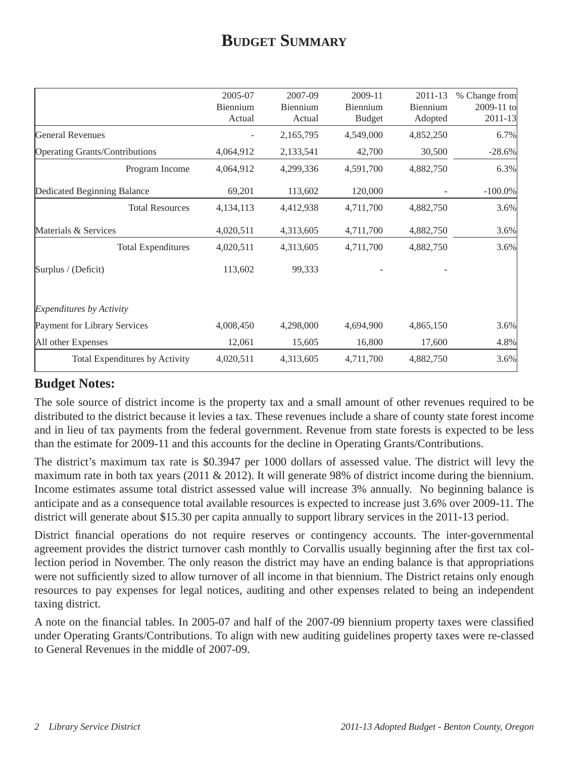# BUDGET SUMMARY

| | 2005-07 Biennium Actual | 2007-09 Biennium Actual | 2009-11 Biennium Budget | 2011-13 Biennium Adopted | % Change from 2009-11 to 2011-13 |
|---|---|---|---|---|---|
| General Revenues | - | 2,165,795 | 4,549,000 | 4,852,250 | 6.7% |
| Operating Grants/Contributions | 4,064,912 | 2,133,541 | 42,700 | 30,500 | -28.6% |
| Program Income | 4,064,912 | 4,299,336 | 4,591,700 | 4,882,750 | 6.3% |
| Dedicated Beginning Balance | 69,201 | 113,602 | 120,000 | - | -100.0% |
| Total Resources | 4,134,113 | 4,412,938 | 4,711,700 | 4,882,750 | 3.6% |
| Materials & Services | 4,020,511 | 4,313,605 | 4,711,700 | 4,882,750 | 3.6% |
| Total Expenditures | 4,020,511 | 4,313,605 | 4,711,700 | 4,882,750 | 3.6% |
| Surplus / (Deficit) | 113,602 | 99,333 | - | - | |
| *Expenditures by Activity* | | | | | |
| Payment for Library Services | 4,008,450 | 4,298,000 | 4,694,900 | 4,865,150 | 3.6% |
| All other Expenses | 12,061 | 15,605 | 16,800 | 17,600 | 4.8% |
| Total Expenditures by Activity | 4,020,511 | 4,313,605 | 4,711,700 | 4,882,750 | 3.6% |

## Budget Notes:

The sole source of district income is the property tax and a small amount of other revenues required to be distributed to the district because it levies a tax. These revenues include a share of county state forest income and in lieu of tax payments from the federal government. Revenue from state forests is expected to be less than the estimate for 2009-11 and this accounts for the decline in Operating Grants/Contributions.

The district's maximum tax rate is $0.3947 per 1000 dollars of assessed value. The district will levy the maximum rate in both tax years (2011 & 2012). It will generate 98% of district income during the biennium. Income estimates assume total district assessed value will increase 3% annually. No beginning balance is anticipate and as a consequence total available resources is expected to increase just 3.6% over 2009-11. The district will generate about $15.30 per capita annually to support library services in the 2011-13 period.

District financial operations do not require reserves or contingency accounts. The inter-governmental agreement provides the district turnover cash monthly to Corvallis usually beginning after the first tax collection period in November. The only reason the district may have an ending balance is that appropriations were not sufficiently sized to allow turnover of all income in that biennium. The District retains only enough resources to pay expenses for legal notices, auditing and other expenses related to being an independent taxing district.

A note on the financial tables. In 2005-07 and half of the 2007-09 biennium property taxes were classified under Operating Grants/Contributions. To align with new auditing guidelines property taxes were re-classed to General Revenues in the middle of 2007-09.